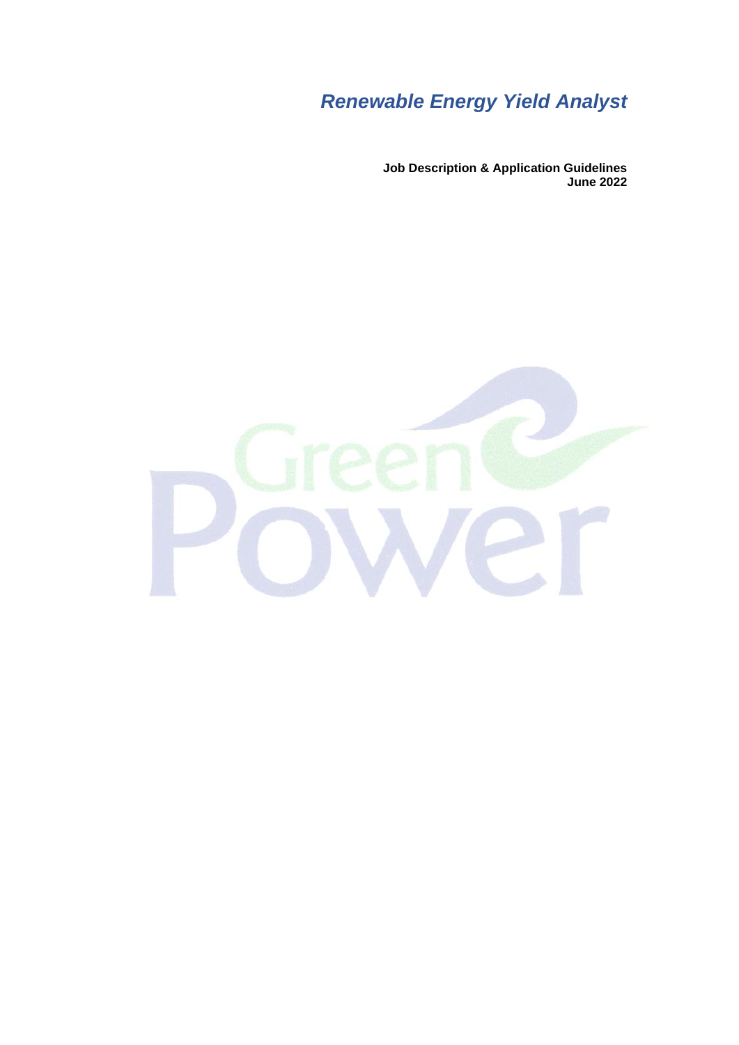# *Renewable Energy Yield Analyst*

**Job Description & Application Guidelines**
**June 2022**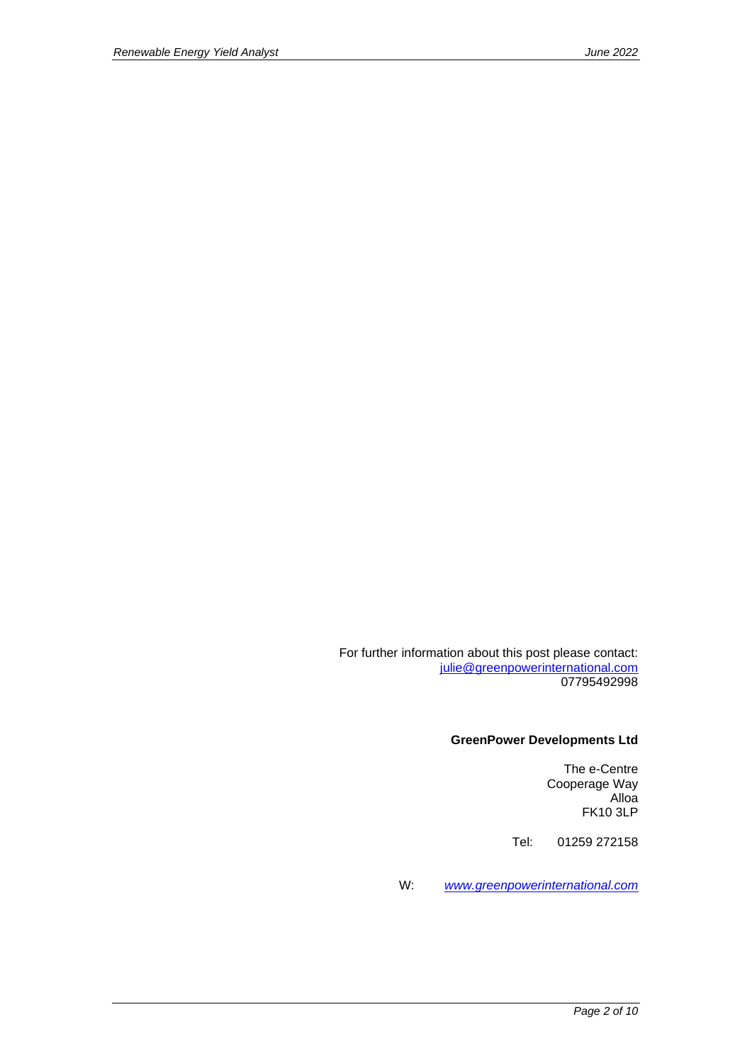For further information about this post please contact:
julie@greenpowerinternational.com
07795492998

**GreenPower Developments Ltd**

The e-Centre
Cooperage Way
Alloa
FK10 3LP

Tel: 01259 272158

W: *www.greenpowerinternational.com*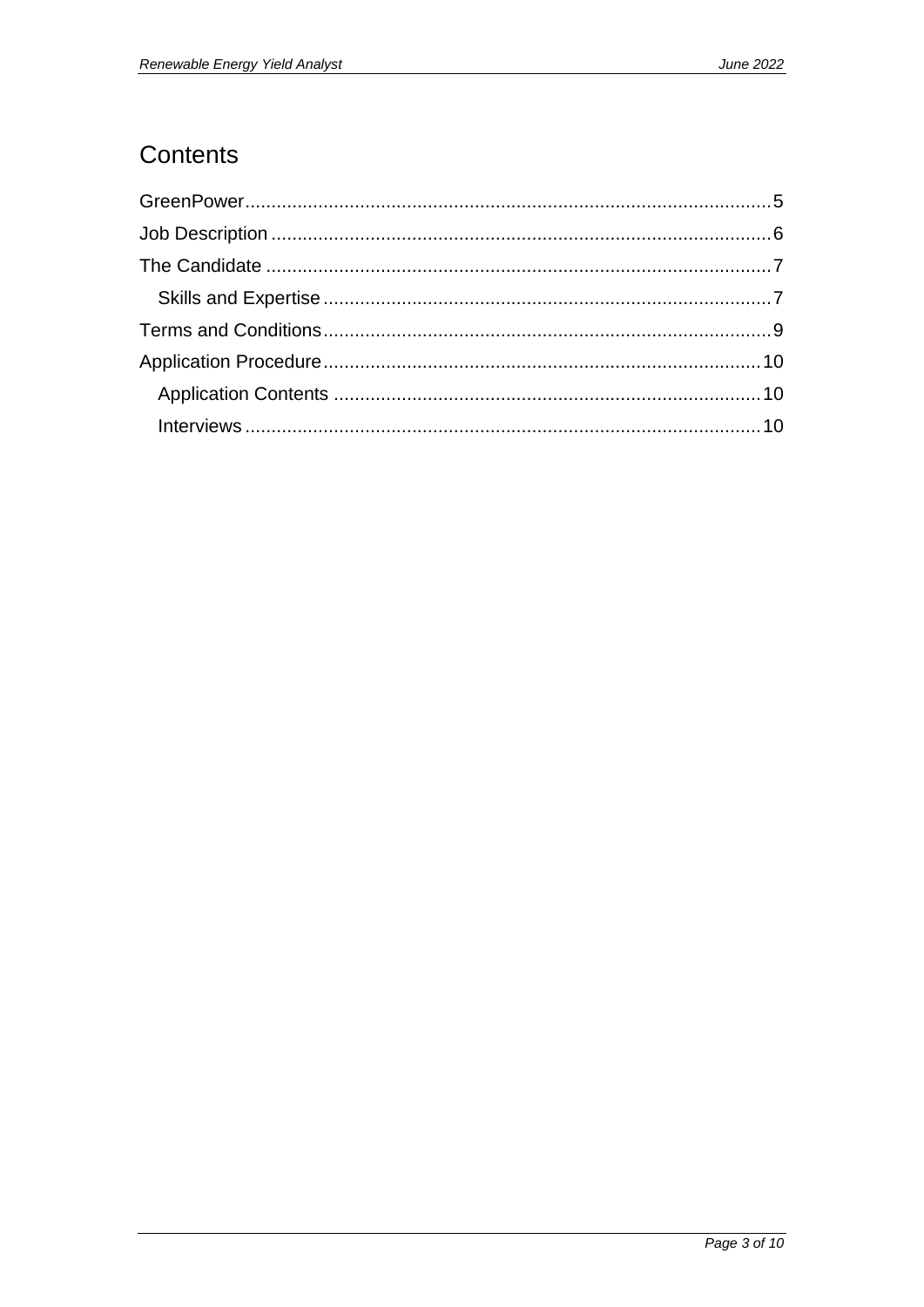# Contents

GreenPower .......... 5

Job Description .......... 6

The Candidate .......... 7

- Skills and Expertise .......... 7

Terms and Conditions .......... 9

Application Procedure .......... 10

- Application Contents .......... 10
- Interviews .......... 10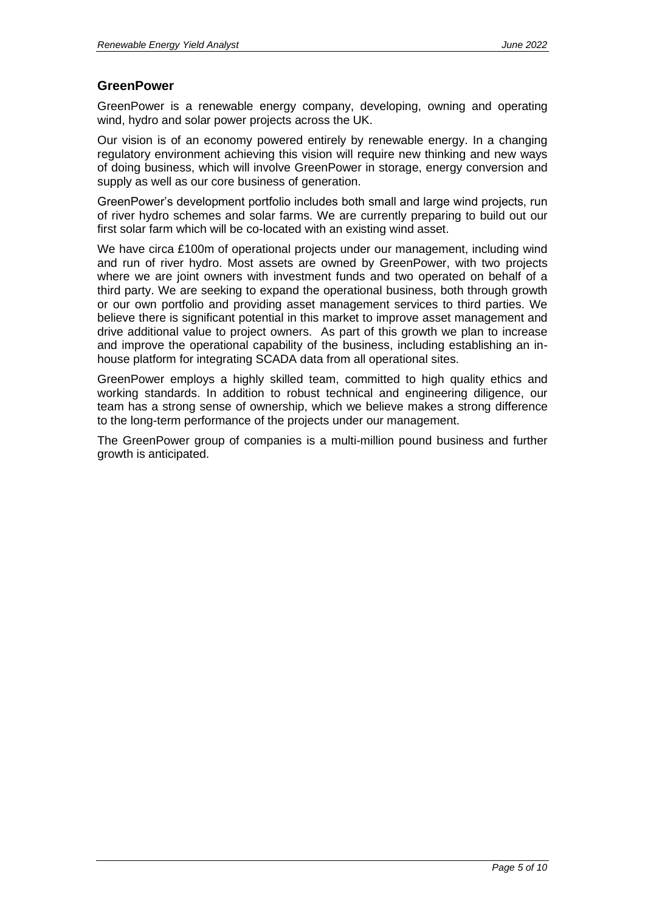## GreenPower

GreenPower is a renewable energy company, developing, owning and operating wind, hydro and solar power projects across the UK.

Our vision is of an economy powered entirely by renewable energy. In a changing regulatory environment achieving this vision will require new thinking and new ways of doing business, which will involve GreenPower in storage, energy conversion and supply as well as our core business of generation.

GreenPower's development portfolio includes both small and large wind projects, run of river hydro schemes and solar farms. We are currently preparing to build out our first solar farm which will be co-located with an existing wind asset.

We have circa £100m of operational projects under our management, including wind and run of river hydro. Most assets are owned by GreenPower, with two projects where we are joint owners with investment funds and two operated on behalf of a third party. We are seeking to expand the operational business, both through growth or our own portfolio and providing asset management services to third parties. We believe there is significant potential in this market to improve asset management and drive additional value to project owners. As part of this growth we plan to increase and improve the operational capability of the business, including establishing an in-house platform for integrating SCADA data from all operational sites.

GreenPower employs a highly skilled team, committed to high quality ethics and working standards. In addition to robust technical and engineering diligence, our team has a strong sense of ownership, which we believe makes a strong difference to the long-term performance of the projects under our management.

The GreenPower group of companies is a multi-million pound business and further growth is anticipated.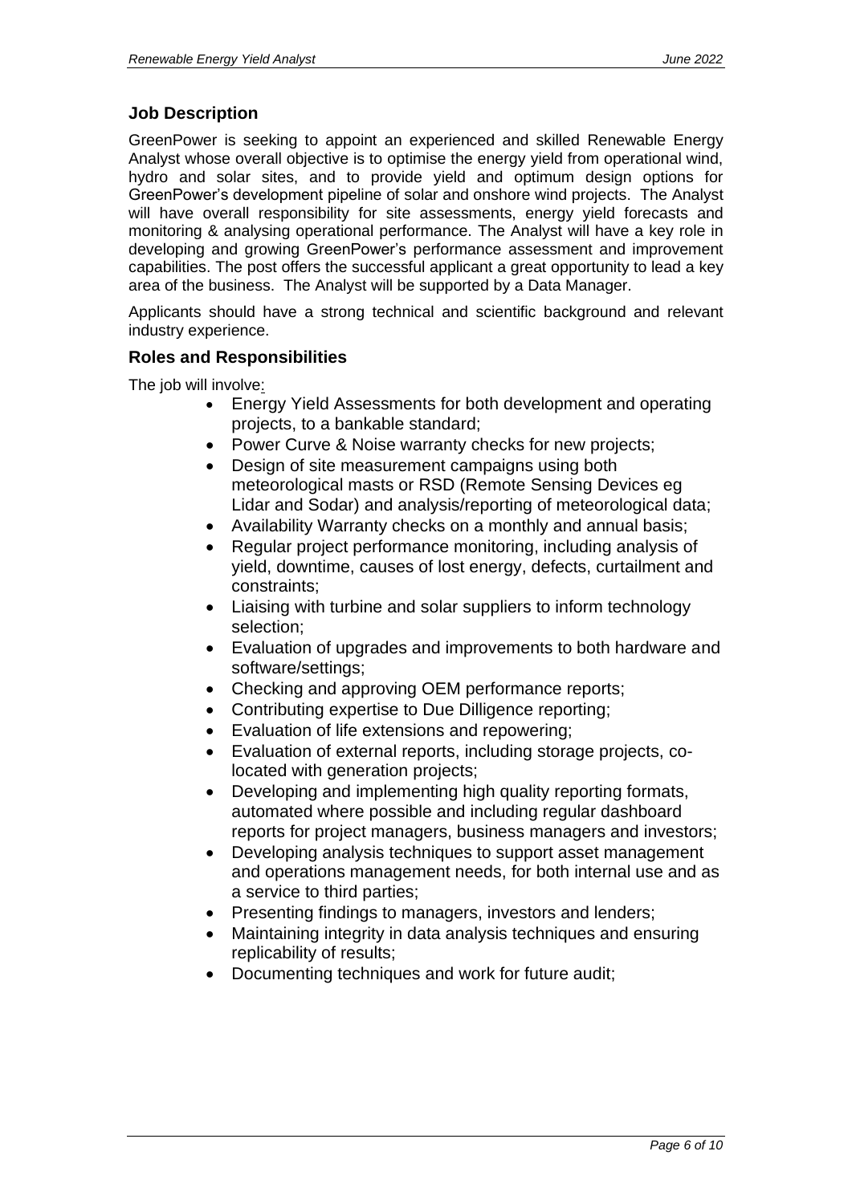## Job Description

GreenPower is seeking to appoint an experienced and skilled Renewable Energy Analyst whose overall objective is to optimise the energy yield from operational wind, hydro and solar sites, and to provide yield and optimum design options for GreenPower's development pipeline of solar and onshore wind projects. The Analyst will have overall responsibility for site assessments, energy yield forecasts and monitoring & analysing operational performance. The Analyst will have a key role in developing and growing GreenPower's performance assessment and improvement capabilities. The post offers the successful applicant a great opportunity to lead a key area of the business. The Analyst will be supported by a Data Manager.

Applicants should have a strong technical and scientific background and relevant industry experience.

## Roles and Responsibilities

The job will involve:

- Energy Yield Assessments for both development and operating projects, to a bankable standard;
- Power Curve & Noise warranty checks for new projects;
- Design of site measurement campaigns using both meteorological masts or RSD (Remote Sensing Devices eg Lidar and Sodar) and analysis/reporting of meteorological data;
- Availability Warranty checks on a monthly and annual basis;
- Regular project performance monitoring, including analysis of yield, downtime, causes of lost energy, defects, curtailment and constraints;
- Liaising with turbine and solar suppliers to inform technology selection;
- Evaluation of upgrades and improvements to both hardware and software/settings;
- Checking and approving OEM performance reports;
- Contributing expertise to Due Dilligence reporting;
- Evaluation of life extensions and repowering;
- Evaluation of external reports, including storage projects, co-located with generation projects;
- Developing and implementing high quality reporting formats, automated where possible and including regular dashboard reports for project managers, business managers and investors;
- Developing analysis techniques to support asset management and operations management needs, for both internal use and as a service to third parties;
- Presenting findings to managers, investors and lenders;
- Maintaining integrity in data analysis techniques and ensuring replicability of results;
- Documenting techniques and work for future audit;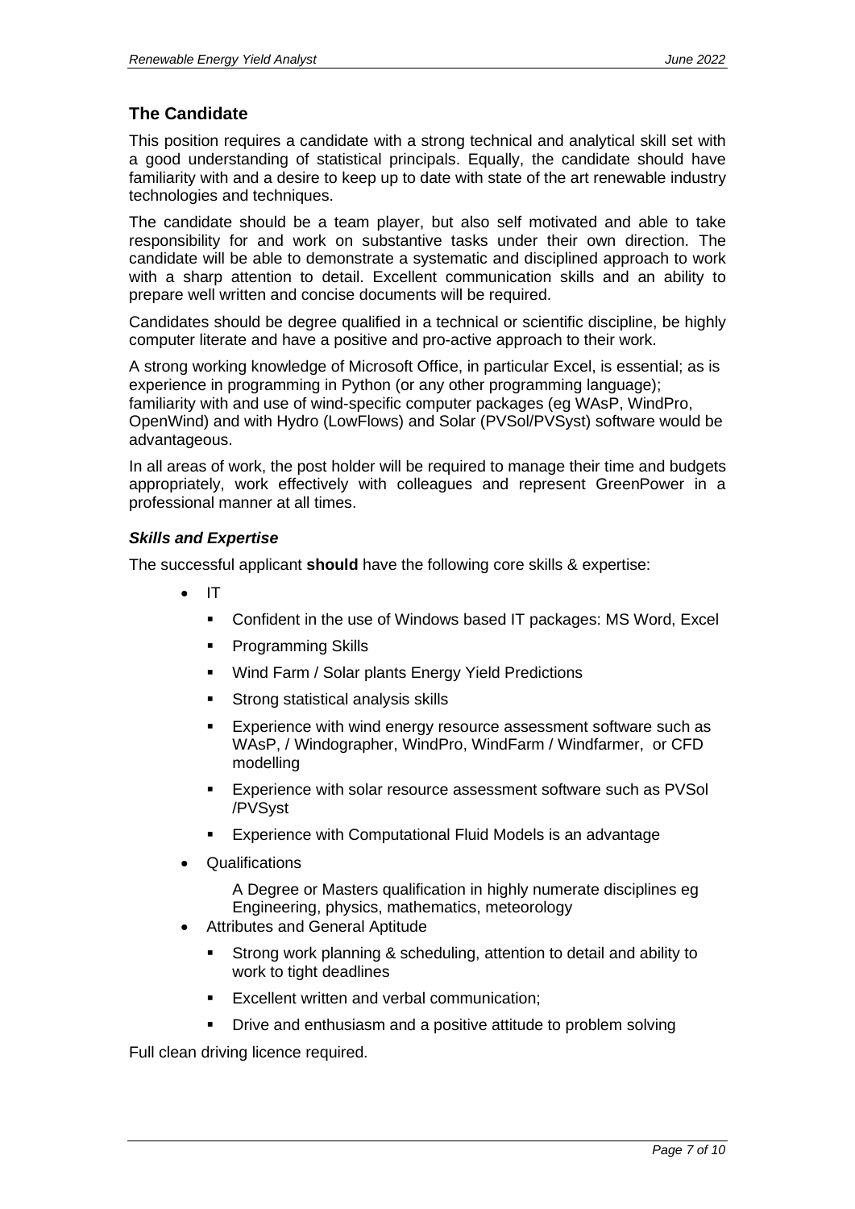## The Candidate

This position requires a candidate with a strong technical and analytical skill set with a good understanding of statistical principals. Equally, the candidate should have familiarity with and a desire to keep up to date with state of the art renewable industry technologies and techniques.

The candidate should be a team player, but also self motivated and able to take responsibility for and work on substantive tasks under their own direction. The candidate will be able to demonstrate a systematic and disciplined approach to work with a sharp attention to detail. Excellent communication skills and an ability to prepare well written and concise documents will be required.

Candidates should be degree qualified in a technical or scientific discipline, be highly computer literate and have a positive and pro-active approach to their work.

A strong working knowledge of Microsoft Office, in particular Excel, is essential; as is experience in programming in Python (or any other programming language); familiarity with and use of wind-specific computer packages (eg WAsP, WindPro, OpenWind) and with Hydro (LowFlows) and Solar (PVSol/PVSyst) software would be advantageous.

In all areas of work, the post holder will be required to manage their time and budgets appropriately, work effectively with colleagues and represent GreenPower in a professional manner at all times.

### *Skills and Expertise*

The successful applicant **should** have the following core skills & expertise:

- IT
  - Confident in the use of Windows based IT packages: MS Word, Excel
  - Programming Skills
  - Wind Farm / Solar plants Energy Yield Predictions
  - Strong statistical analysis skills
  - Experience with wind energy resource assessment software such as WAsP, / Windographer, WindPro, WindFarm / Windfarmer, or CFD modelling
  - Experience with solar resource assessment software such as PVSol /PVSyst
  - Experience with Computational Fluid Models is an advantage
- Qualifications

  A Degree or Masters qualification in highly numerate disciplines eg Engineering, physics, mathematics, meteorology
- Attributes and General Aptitude
  - Strong work planning & scheduling, attention to detail and ability to work to tight deadlines
  - Excellent written and verbal communication;
  - Drive and enthusiasm and a positive attitude to problem solving

Full clean driving licence required.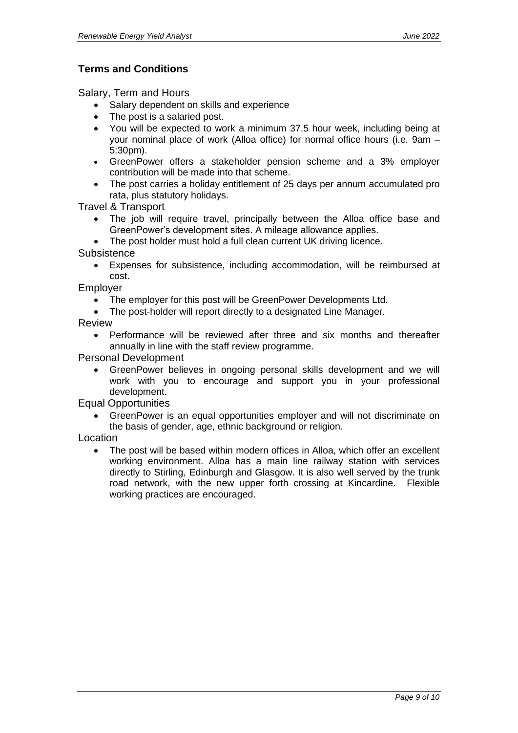## Terms and Conditions

Salary, Term and Hours

- Salary dependent on skills and experience
- The post is a salaried post.
- You will be expected to work a minimum 37.5 hour week, including being at your nominal place of work (Alloa office) for normal office hours (i.e. 9am – 5:30pm).
- GreenPower offers a stakeholder pension scheme and a 3% employer contribution will be made into that scheme.
- The post carries a holiday entitlement of 25 days per annum accumulated pro rata, plus statutory holidays.

Travel & Transport

- The job will require travel, principally between the Alloa office base and GreenPower's development sites. A mileage allowance applies.
- The post holder must hold a full clean current UK driving licence.

Subsistence

- Expenses for subsistence, including accommodation, will be reimbursed at cost.

Employer

- The employer for this post will be GreenPower Developments Ltd.
- The post-holder will report directly to a designated Line Manager.

Review

- Performance will be reviewed after three and six months and thereafter annually in line with the staff review programme.

Personal Development

- GreenPower believes in ongoing personal skills development and we will work with you to encourage and support you in your professional development.

Equal Opportunities

- GreenPower is an equal opportunities employer and will not discriminate on the basis of gender, age, ethnic background or religion.

Location

- The post will be based within modern offices in Alloa, which offer an excellent working environment. Alloa has a main line railway station with services directly to Stirling, Edinburgh and Glasgow. It is also well served by the trunk road network, with the new upper forth crossing at Kincardine. Flexible working practices are encouraged.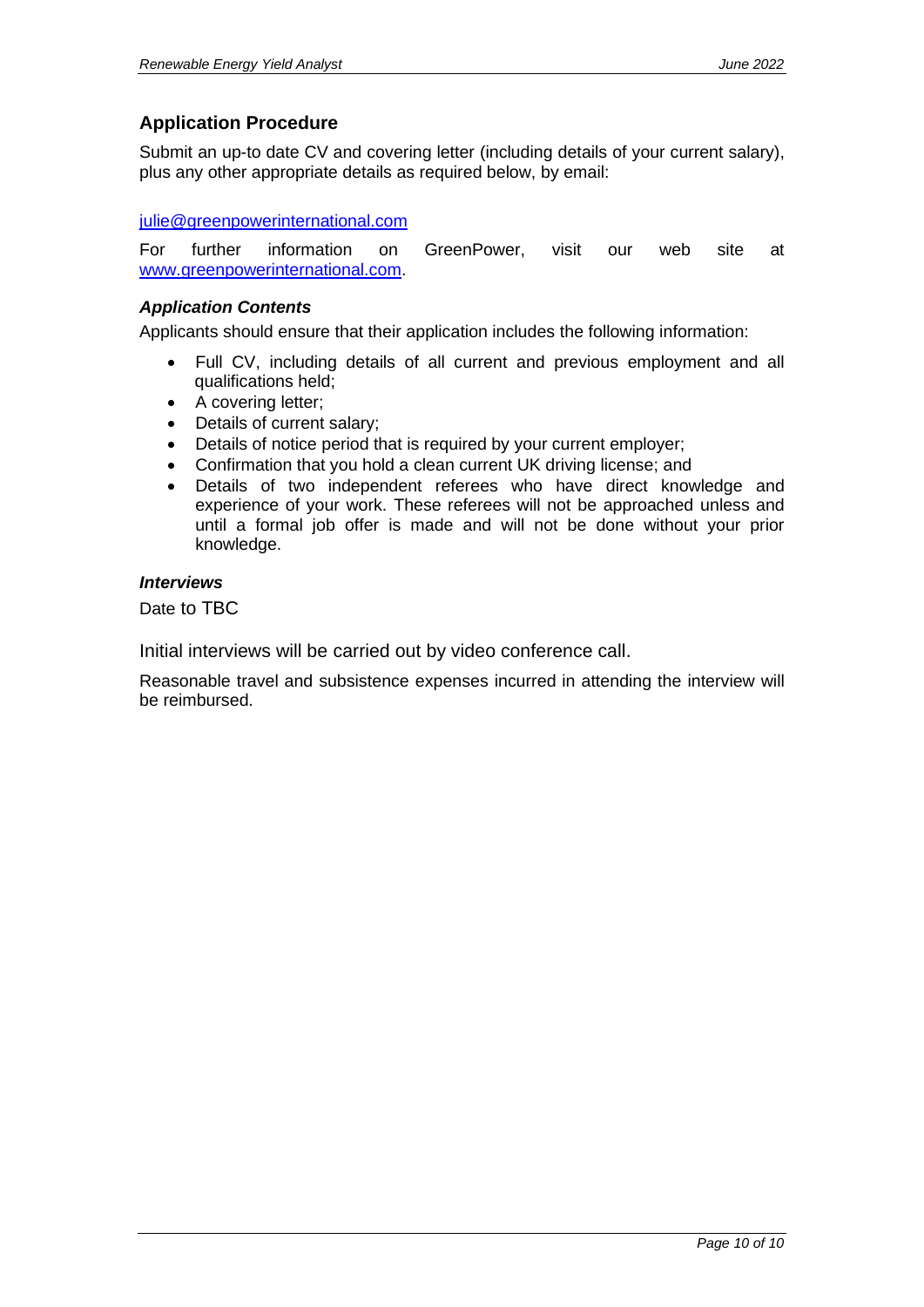## Application Procedure

Submit an up-to date CV and covering letter (including details of your current salary), plus any other appropriate details as required below, by email:

julie@greenpowerinternational.com

For further information on GreenPower, visit our web site at www.greenpowerinternational.com.

### *Application Contents*

Applicants should ensure that their application includes the following information:

- Full CV, including details of all current and previous employment and all qualifications held;
- A covering letter;
- Details of current salary;
- Details of notice period that is required by your current employer;
- Confirmation that you hold a clean current UK driving license; and
- Details of two independent referees who have direct knowledge and experience of your work. These referees will not be approached unless and until a formal job offer is made and will not be done without your prior knowledge.

### *Interviews*

Date to TBC

Initial interviews will be carried out by video conference call.

Reasonable travel and subsistence expenses incurred in attending the interview will be reimbursed.